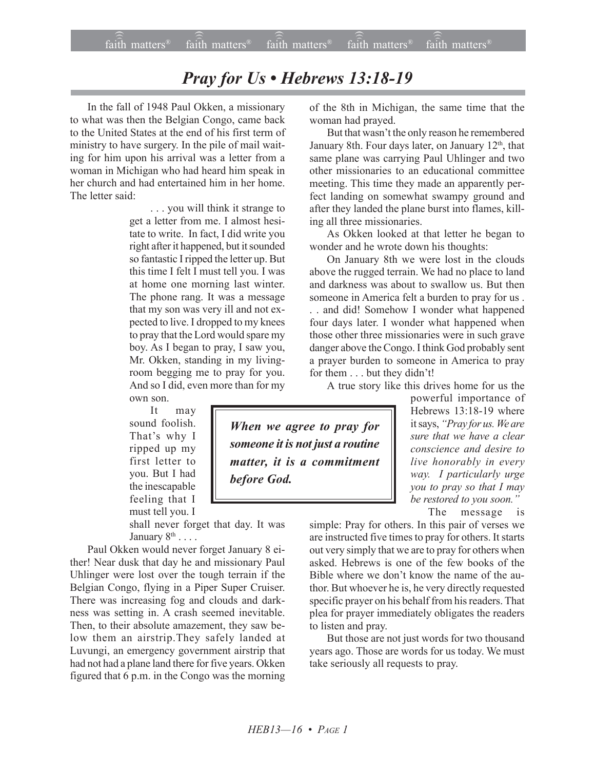# *Pray for Us • Hebrews 13:18-19*

In the fall of 1948 Paul Okken, a missionary to what was then the Belgian Congo, came back to the United States at the end of his first term of ministry to have surgery. In the pile of mail waiting for him upon his arrival was a letter from a woman in Michigan who had heard him speak in her church and had entertained him in her home. The letter said:

> . . . you will think it strange to get a letter from me. I almost hesitate to write. In fact, I did write you right after it happened, but it sounded so fantastic I ripped the letter up. But this time I felt I must tell you. I was at home one morning last winter. The phone rang. It was a message that my son was very ill and not expected to live. I dropped to my knees to pray that the Lord would spare my boy. As I began to pray, I saw you, Mr. Okken, standing in my livingroom begging me to pray for you. And so I did, even more than for my own son.
>
> It may sound foolish. That's why I ripped up my first letter to you. But I had the inescapable feeling that I must tell you. I shall never forget that day. It was January 8th . . . .

Paul Okken would never forget January 8 either! Near dusk that day he and missionary Paul Uhlinger were lost over the tough terrain if the Belgian Congo, flying in a Piper Super Cruiser. There was increasing fog and clouds and darkness was setting in. A crash seemed inevitable. Then, to their absolute amazement, they saw below them an airstrip.They safely landed at Luvungi, an emergency government airstrip that had not had a plane land there for five years. Okken figured that 6 p.m. in the Congo was the morning of the 8th in Michigan, the same time that the woman had prayed.

But that wasn't the only reason he remembered January 8th. Four days later, on January 12th, that same plane was carrying Paul Uhlinger and two other missionaries to an educational committee meeting. This time they made an apparently perfect landing on somewhat swampy ground and after they landed the plane burst into flames, killing all three missionaries.

As Okken looked at that letter he began to wonder and he wrote down his thoughts:

On January 8th we were lost in the clouds above the rugged terrain. We had no place to land and darkness was about to swallow us. But then someone in America felt a burden to pray for us . . . and did! Somehow I wonder what happened four days later. I wonder what happened when those other three missionaries were in such grave danger above the Congo. I think God probably sent a prayer burden to someone in America to pray for them . . . but they didn't!

> ***When we agree to pray for someone it is not just a routine matter, it is a commitment before God.***

A true story like this drives home for us the powerful importance of Hebrews 13:18-19 where it says, *"Pray for us. We are sure that we have a clear conscience and desire to live honorably in every way. I particularly urge you to pray so that I may be restored to you soon."*

The message is simple: Pray for others. In this pair of verses we are instructed five times to pray for others. It starts out very simply that we are to pray for others when asked. Hebrews is one of the few books of the Bible where we don't know the name of the author. But whoever he is, he very directly requested specific prayer on his behalf from his readers. That plea for prayer immediately obligates the readers to listen and pray.

But those are not just words for two thousand years ago. Those are words for us today. We must take seriously all requests to pray.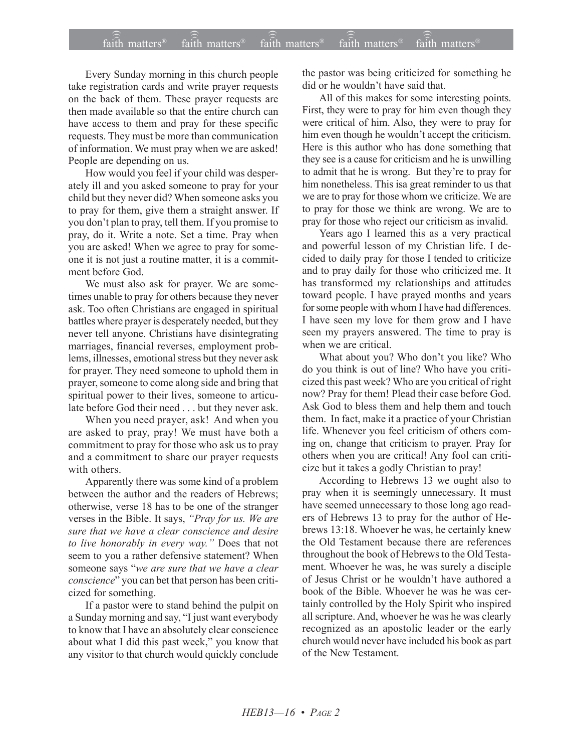Every Sunday morning in this church people take registration cards and write prayer requests on the back of them. These prayer requests are then made available so that the entire church can have access to them and pray for these specific requests. They must be more than communication of information. We must pray when we are asked! People are depending on us.

How would you feel if your child was desperately ill and you asked someone to pray for your child but they never did? When someone asks you to pray for them, give them a straight answer. If you don't plan to pray, tell them. If you promise to pray, do it. Write a note. Set a time. Pray when you are asked! When we agree to pray for someone it is not just a routine matter, it is a commitment before God.

We must also ask for prayer. We are sometimes unable to pray for others because they never ask. Too often Christians are engaged in spiritual battles where prayer is desperately needed, but they never tell anyone. Christians have disintegrating marriages, financial reverses, employment problems, illnesses, emotional stress but they never ask for prayer. They need someone to uphold them in prayer, someone to come along side and bring that spiritual power to their lives, someone to articulate before God their need . . . but they never ask.

When you need prayer, ask! And when you are asked to pray, pray! We must have both a commitment to pray for those who ask us to pray and a commitment to share our prayer requests with others.

Apparently there was some kind of a problem between the author and the readers of Hebrews; otherwise, verse 18 has to be one of the stranger verses in the Bible. It says, *"Pray for us. We are sure that we have a clear conscience and desire to live honorably in every way."* Does that not seem to you a rather defensive statement? When someone says "*we are sure that we have a clear conscience*" you can bet that person has been criticized for something.

If a pastor were to stand behind the pulpit on a Sunday morning and say, "I just want everybody to know that I have an absolutely clear conscience about what I did this past week," you know that any visitor to that church would quickly conclude the pastor was being criticized for something he did or he wouldn't have said that.

All of this makes for some interesting points. First, they were to pray for him even though they were critical of him. Also, they were to pray for him even though he wouldn't accept the criticism. Here is this author who has done something that they see is a cause for criticism and he is unwilling to admit that he is wrong. But they're to pray for him nonetheless. This isa great reminder to us that we are to pray for those whom we criticize. We are to pray for those we think are wrong. We are to pray for those who reject our criticism as invalid.

Years ago I learned this as a very practical and powerful lesson of my Christian life. I decided to daily pray for those I tended to criticize and to pray daily for those who criticized me. It has transformed my relationships and attitudes toward people. I have prayed months and years for some people with whom I have had differences. I have seen my love for them grow and I have seen my prayers answered. The time to pray is when we are critical.

What about you? Who don't you like? Who do you think is out of line? Who have you criticized this past week? Who are you critical of right now? Pray for them! Plead their case before God. Ask God to bless them and help them and touch them. In fact, make it a practice of your Christian life. Whenever you feel criticism of others coming on, change that criticism to prayer. Pray for others when you are critical! Any fool can criticize but it takes a godly Christian to pray!

According to Hebrews 13 we ought also to pray when it is seemingly unnecessary. It must have seemed unnecessary to those long ago readers of Hebrews 13 to pray for the author of Hebrews 13:18. Whoever he was, he certainly knew the Old Testament because there are references throughout the book of Hebrews to the Old Testament. Whoever he was, he was surely a disciple of Jesus Christ or he wouldn't have authored a book of the Bible. Whoever he was he was certainly controlled by the Holy Spirit who inspired all scripture. And, whoever he was he was clearly recognized as an apostolic leader or the early church would never have included his book as part of the New Testament.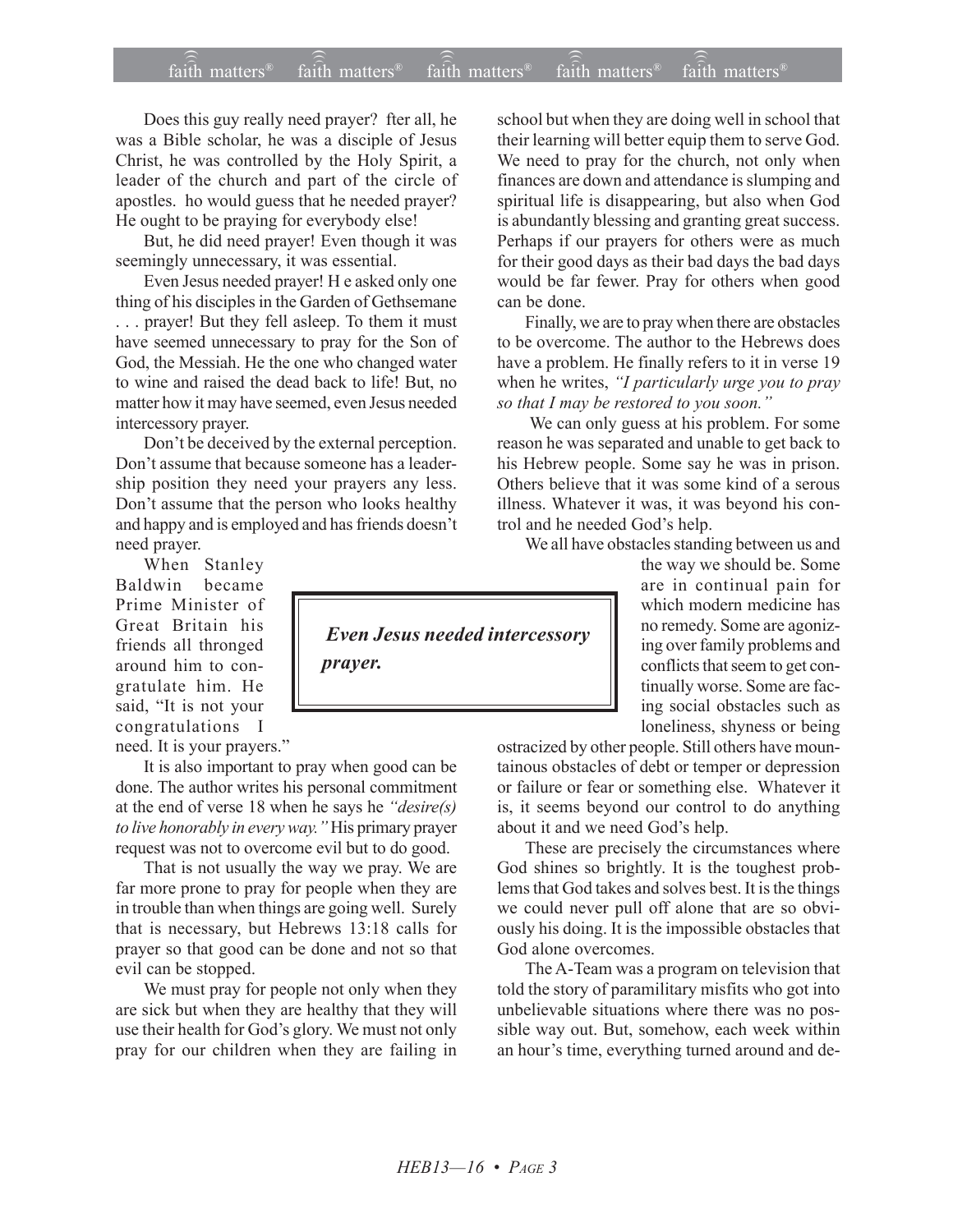Does this guy really need prayer? fter all, he was a Bible scholar, he was a disciple of Jesus Christ, he was controlled by the Holy Spirit, a leader of the church and part of the circle of apostles. ho would guess that he needed prayer? He ought to be praying for everybody else!

But, he did need prayer! Even though it was seemingly unnecessary, it was essential.

Even Jesus needed prayer! H e asked only one thing of his disciples in the Garden of Gethsemane . . . prayer! But they fell asleep. To them it must have seemed unnecessary to pray for the Son of God, the Messiah. He the one who changed water to wine and raised the dead back to life! But, no matter how it may have seemed, even Jesus needed intercessory prayer.

Don't be deceived by the external perception. Don't assume that because someone has a leadership position they need your prayers any less. Don't assume that the person who looks healthy and happy and is employed and has friends doesn't need prayer.

When Stanley Baldwin became Prime Minister of Great Britain his friends all thronged around him to congratulate him. He said, "It is not your congratulations I need. It is your prayers."

> ***Even Jesus needed intercessory prayer.***

It is also important to pray when good can be done. The author writes his personal commitment at the end of verse 18 when he says he *"desire(s) to live honorably in every way."* His primary prayer request was not to overcome evil but to do good.

That is not usually the way we pray. We are far more prone to pray for people when they are in trouble than when things are going well. Surely that is necessary, but Hebrews 13:18 calls for prayer so that good can be done and not so that evil can be stopped.

We must pray for people not only when they are sick but when they are healthy that they will use their health for God's glory. We must not only pray for our children when they are failing in school but when they are doing well in school that their learning will better equip them to serve God. We need to pray for the church, not only when finances are down and attendance is slumping and spiritual life is disappearing, but also when God is abundantly blessing and granting great success. Perhaps if our prayers for others were as much for their good days as their bad days the bad days would be far fewer. Pray for others when good can be done.

Finally, we are to pray when there are obstacles to be overcome. The author to the Hebrews does have a problem. He finally refers to it in verse 19 when he writes, *"I particularly urge you to pray so that I may be restored to you soon."*

We can only guess at his problem. For some reason he was separated and unable to get back to his Hebrew people. Some say he was in prison. Others believe that it was some kind of a serous illness. Whatever it was, it was beyond his control and he needed God's help.

We all have obstacles standing between us and the way we should be. Some are in continual pain for which modern medicine has no remedy. Some are agonizing over family problems and conflicts that seem to get continually worse. Some are facing social obstacles such as loneliness, shyness or being ostracized by other people. Still others have mountainous obstacles of debt or temper or depression or failure or fear or something else. Whatever it is, it seems beyond our control to do anything about it and we need God's help.

These are precisely the circumstances where God shines so brightly. It is the toughest problems that God takes and solves best. It is the things we could never pull off alone that are so obviously his doing. It is the impossible obstacles that God alone overcomes.

The A-Team was a program on television that told the story of paramilitary misfits who got into unbelievable situations where there was no possible way out. But, somehow, each week within an hour's time, everything turned around and de-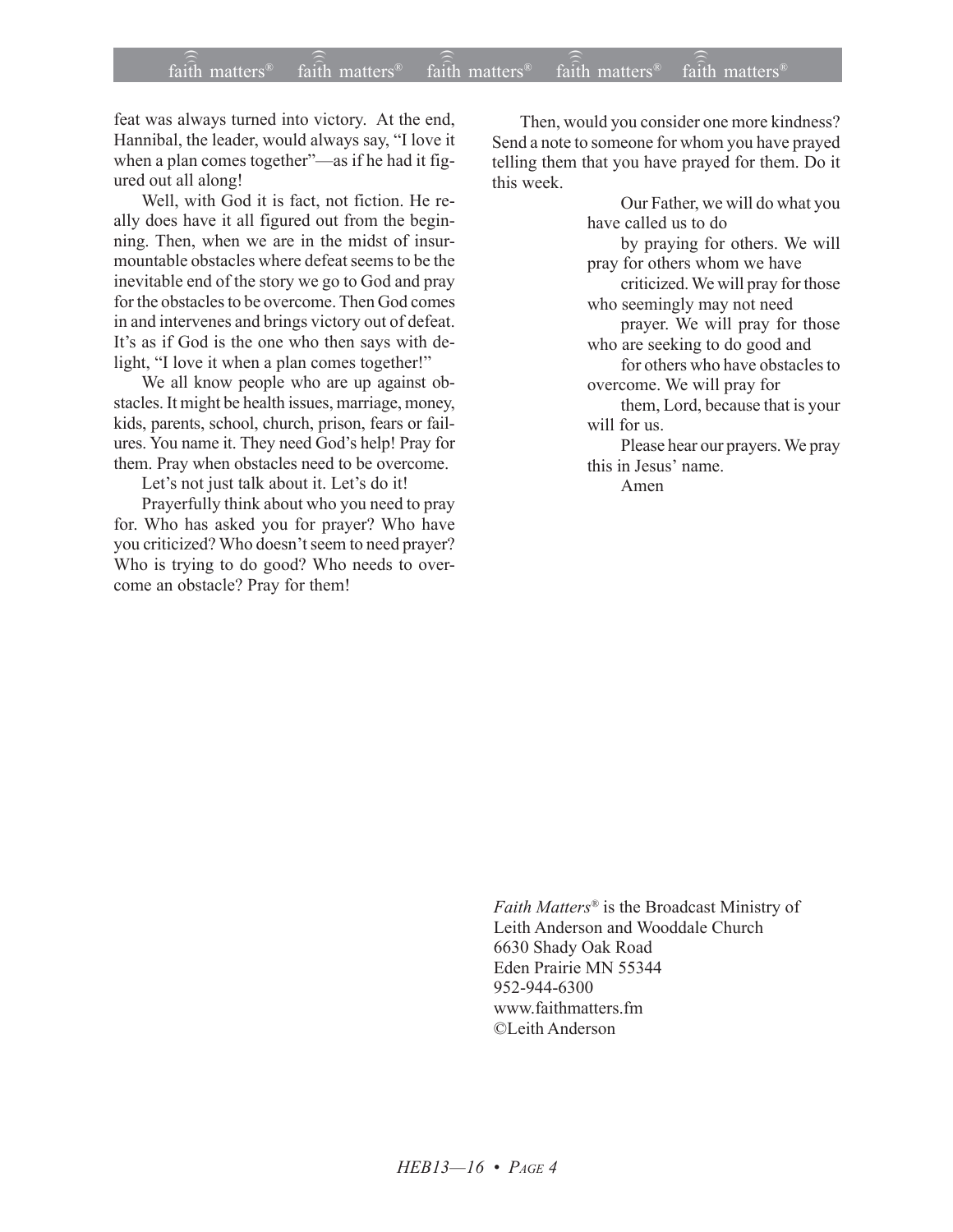feat was always turned into victory. At the end, Hannibal, the leader, would always say, "I love it when a plan comes together"—as if he had it figured out all along!

Well, with God it is fact, not fiction. He really does have it all figured out from the beginning. Then, when we are in the midst of insurmountable obstacles where defeat seems to be the inevitable end of the story we go to God and pray for the obstacles to be overcome. Then God comes in and intervenes and brings victory out of defeat. It's as if God is the one who then says with delight, "I love it when a plan comes together!"

We all know people who are up against obstacles. It might be health issues, marriage, money, kids, parents, school, church, prison, fears or failures. You name it. They need God's help! Pray for them. Pray when obstacles need to be overcome.

Let's not just talk about it. Let's do it!

Prayerfully think about who you need to pray for. Who has asked you for prayer? Who have you criticized? Who doesn't seem to need prayer? Who is trying to do good? Who needs to overcome an obstacle? Pray for them!

Then, would you consider one more kindness? Send a note to someone for whom you have prayed telling them that you have prayed for them. Do it this week.

> Our Father, we will do what you have called us to do
> by praying for others. We will pray for others whom we have
> criticized. We will pray for those who seemingly may not need
> prayer. We will pray for those who are seeking to do good and
> for others who have obstacles to overcome. We will pray for
> them, Lord, because that is your will for us.
> Please hear our prayers. We pray this in Jesus' name.
> Amen

*Faith Matters*® is the Broadcast Ministry of
Leith Anderson and Wooddale Church
6630 Shady Oak Road
Eden Prairie MN 55344
952-944-6300
www.faithmatters.fm
©Leith Anderson